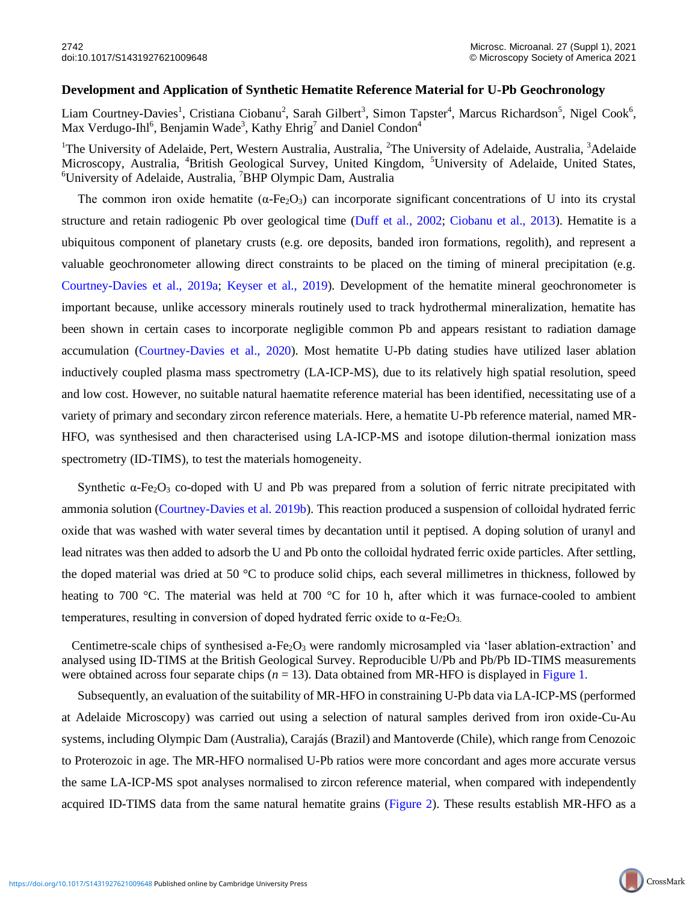# Development and Application of Synthetic Hematite Reference Material for U-Pb Geochronology

Liam Courtney-Davies[1], Cristiana Ciobanu[2], Sarah Gilbert[3], Simon Tapster[4], Marcus Richardson[5], Nigel Cook[6], Max Verdugo-Ihl[6], Benjamin Wade[3], Kathy Ehrig[7] and Daniel Condon[4]

[1]The University of Adelaide, Pert, Western Australia, Australia, [2]The University of Adelaide, Australia, [3]Adelaide Microscopy, Australia, [4]British Geological Survey, United Kingdom, [5]University of Adelaide, United States, [6]University of Adelaide, Australia, [7]BHP Olympic Dam, Australia

The common iron oxide hematite ($\alpha$-$Fe_2O_3$) can incorporate significant concentrations of U into its crystal structure and retain radiogenic Pb over geological time (Duff et al., 2002; Ciobanu et al., 2013). Hematite is a ubiquitous component of planetary crusts (e.g. ore deposits, banded iron formations, regolith), and represent a valuable geochronometer allowing direct constraints to be placed on the timing of mineral precipitation (e.g. Courtney-Davies et al., 2019a; Keyser et al., 2019). Development of the hematite mineral geochronometer is important because, unlike accessory minerals routinely used to track hydrothermal mineralization, hematite has been shown in certain cases to incorporate negligible common Pb and appears resistant to radiation damage accumulation (Courtney-Davies et al., 2020). Most hematite U-Pb dating studies have utilized laser ablation inductively coupled plasma mass spectrometry (LA-ICP-MS), due to its relatively high spatial resolution, speed and low cost. However, no suitable natural haematite reference material has been identified, necessitating use of a variety of primary and secondary zircon reference materials. Here, a hematite U-Pb reference material, named MR-HFO, was synthesised and then characterised using LA-ICP-MS and isotope dilution-thermal ionization mass spectrometry (ID-TIMS), to test the materials homogeneity.

Synthetic $\alpha$-$Fe_2O_3$ co-doped with U and Pb was prepared from a solution of ferric nitrate precipitated with ammonia solution (Courtney-Davies et al. 2019b). This reaction produced a suspension of colloidal hydrated ferric oxide that was washed with water several times by decantation until it peptised. A doping solution of uranyl and lead nitrates was then added to adsorb the U and Pb onto the colloidal hydrated ferric oxide particles. After settling, the doped material was dried at 50 °C to produce solid chips, each several millimetres in thickness, followed by heating to 700 °C. The material was held at 700 °C for 10 h, after which it was furnace-cooled to ambient temperatures, resulting in conversion of doped hydrated ferric oxide to $\alpha$-$Fe_2O_3$.

Centimetre-scale chips of synthesised a-$Fe_2O_3$ were randomly microsampled via 'laser ablation-extraction' and analysed using ID-TIMS at the British Geological Survey. Reproducible U/Pb and Pb/Pb ID-TIMS measurements were obtained across four separate chips ($n$ = 13). Data obtained from MR-HFO is displayed in Figure 1.

Subsequently, an evaluation of the suitability of MR-HFO in constraining U-Pb data via LA-ICP-MS (performed at Adelaide Microscopy) was carried out using a selection of natural samples derived from iron oxide-Cu-Au systems, including Olympic Dam (Australia), Carajás (Brazil) and Mantoverde (Chile), which range from Cenozoic to Proterozoic in age. The MR-HFO normalised U-Pb ratios were more concordant and ages more accurate versus the same LA-ICP-MS spot analyses normalised to zircon reference material, when compared with independently acquired ID-TIMS data from the same natural hematite grains (Figure 2). These results establish MR-HFO as a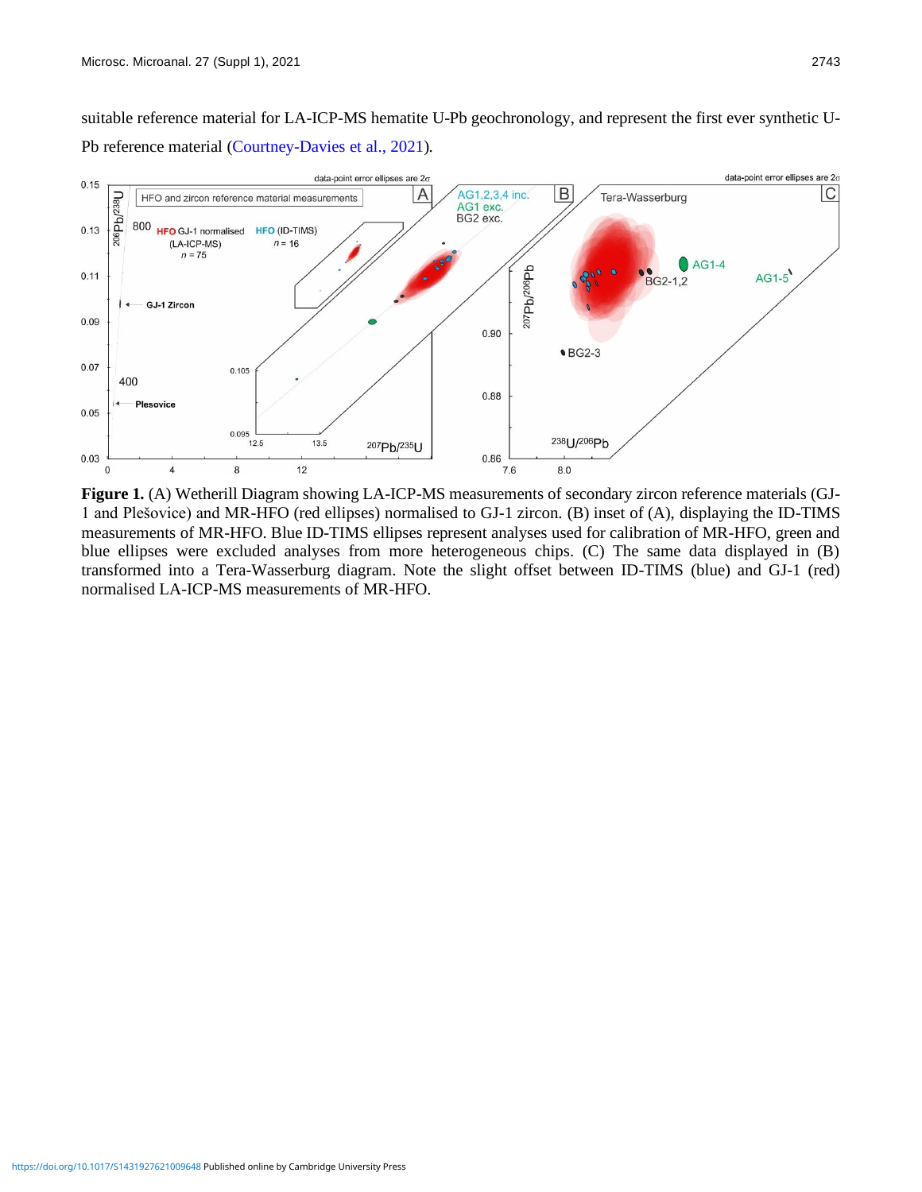suitable reference material for LA-ICP-MS hematite U-Pb geochronology, and represent the first ever synthetic U-Pb reference material (Courtney-Davies et al., 2021).

**Figure 1.** (A) Wetherill Diagram showing LA-ICP-MS measurements of secondary zircon reference materials (GJ-1 and Plešovice) and MR-HFO (red ellipses) normalised to GJ-1 zircon. (B) inset of (A), displaying the ID-TIMS measurements of MR-HFO. Blue ID-TIMS ellipses represent analyses used for calibration of MR-HFO, green and blue ellipses were excluded analyses from more heterogeneous chips. (C) The same data displayed in (B) transformed into a Tera-Wasserburg diagram. Note the slight offset between ID-TIMS (blue) and GJ-1 (red) normalised LA-ICP-MS measurements of MR-HFO.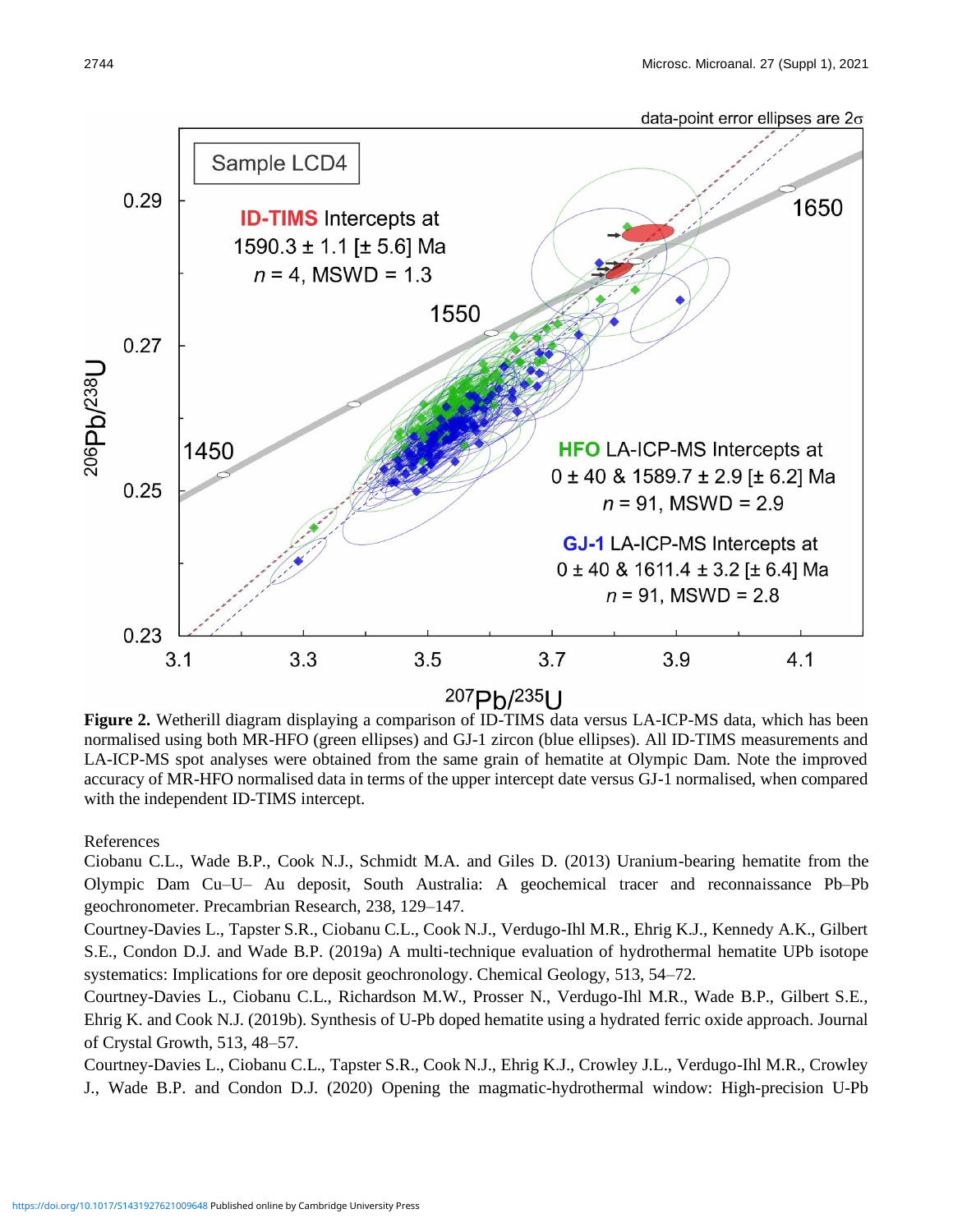**Figure 2.** Wetherill diagram displaying a comparison of ID-TIMS data versus LA-ICP-MS data, which has been normalised using both MR-HFO (green ellipses) and GJ-1 zircon (blue ellipses). All ID-TIMS measurements and LA-ICP-MS spot analyses were obtained from the same grain of hematite at Olympic Dam. Note the improved accuracy of MR-HFO normalised data in terms of the upper intercept date versus GJ-1 normalised, when compared with the independent ID-TIMS intercept.

References

Ciobanu C.L., Wade B.P., Cook N.J., Schmidt M.A. and Giles D. (2013) Uranium-bearing hematite from the Olympic Dam Cu–U– Au deposit, South Australia: A geochemical tracer and reconnaissance Pb–Pb geochronometer. Precambrian Research, 238, 129–147.

Courtney-Davies L., Tapster S.R., Ciobanu C.L., Cook N.J., Verdugo-Ihl M.R., Ehrig K.J., Kennedy A.K., Gilbert S.E., Condon D.J. and Wade B.P. (2019a) A multi-technique evaluation of hydrothermal hematite UPb isotope systematics: Implications for ore deposit geochronology. Chemical Geology, 513, 54–72.

Courtney-Davies L., Ciobanu C.L., Richardson M.W., Prosser N., Verdugo-Ihl M.R., Wade B.P., Gilbert S.E., Ehrig K. and Cook N.J. (2019b). Synthesis of U-Pb doped hematite using a hydrated ferric oxide approach. Journal of Crystal Growth, 513, 48–57.

Courtney-Davies L., Ciobanu C.L., Tapster S.R., Cook N.J., Ehrig K.J., Crowley J.L., Verdugo-Ihl M.R., Crowley J., Wade B.P. and Condon D.J. (2020) Opening the magmatic-hydrothermal window: High-precision U-Pb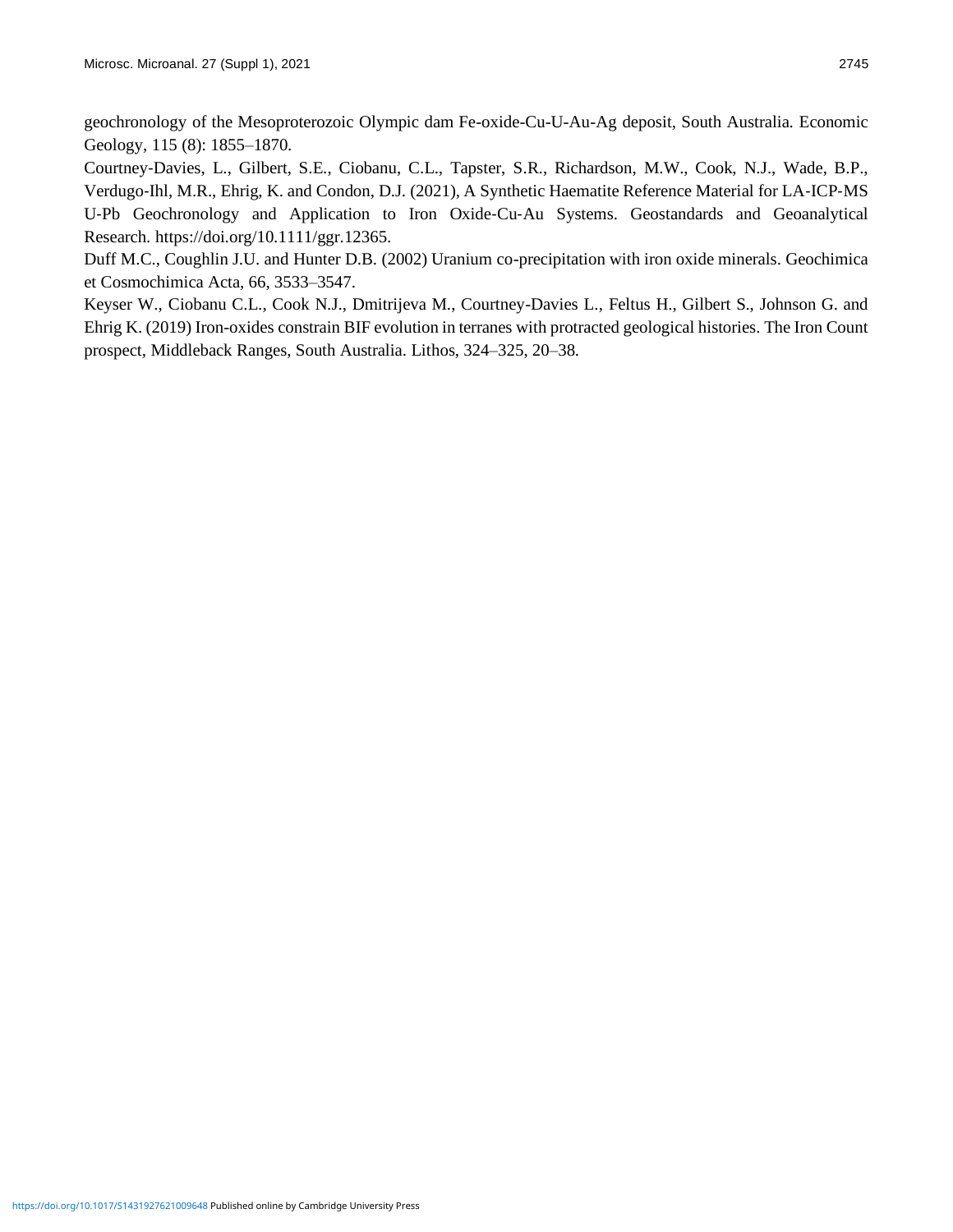geochronology of the Mesoproterozoic Olympic dam Fe-oxide-Cu-U-Au-Ag deposit, South Australia. Economic Geology, 115 (8): 1855–1870.

Courtney-Davies, L., Gilbert, S.E., Ciobanu, C.L., Tapster, S.R., Richardson, M.W., Cook, N.J., Wade, B.P., Verdugo-Ihl, M.R., Ehrig, K. and Condon, D.J. (2021), A Synthetic Haematite Reference Material for LA-ICP-MS U-Pb Geochronology and Application to Iron Oxide-Cu-Au Systems. Geostandards and Geoanalytical Research. https://doi.org/10.1111/ggr.12365.

Duff M.C., Coughlin J.U. and Hunter D.B. (2002) Uranium co-precipitation with iron oxide minerals. Geochimica et Cosmochimica Acta, 66, 3533–3547.

Keyser W., Ciobanu C.L., Cook N.J., Dmitrijeva M., Courtney-Davies L., Feltus H., Gilbert S., Johnson G. and Ehrig K. (2019) Iron-oxides constrain BIF evolution in terranes with protracted geological histories. The Iron Count prospect, Middleback Ranges, South Australia. Lithos, 324–325, 20–38.